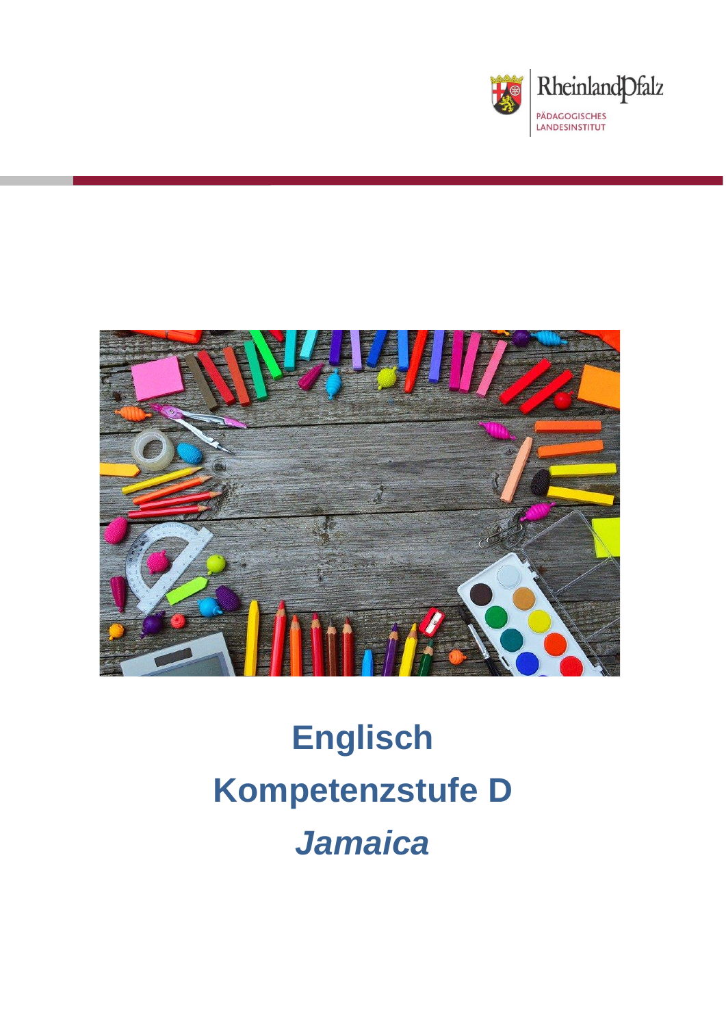Rheinland-Pfalz

PÄDAGOGISCHES LANDESINSTITUT

# Englisch

# Kompetenzstufe D

# *Jamaica*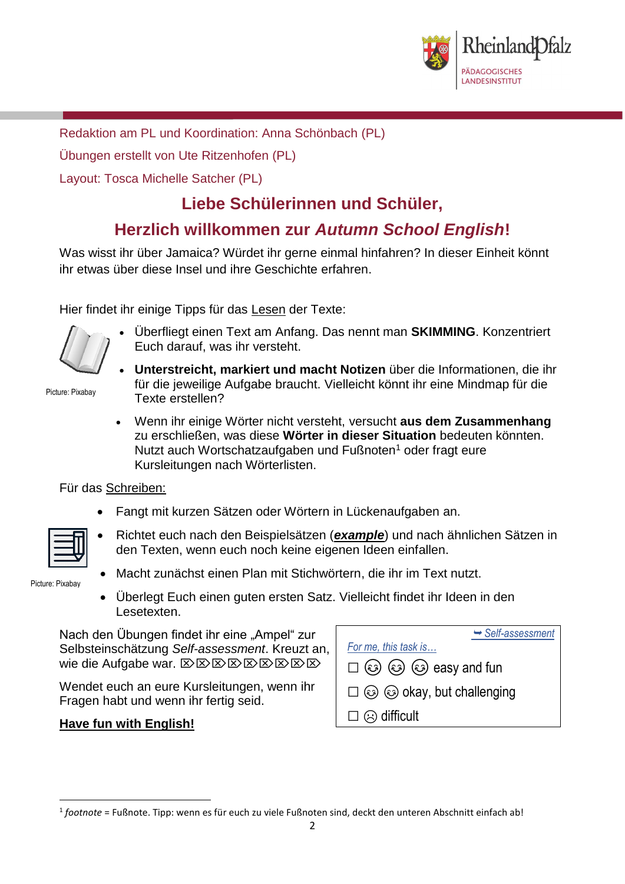Redaktion am PL und Koordination: Anna Schönbach (PL)

Übungen erstellt von Ute Ritzenhofen (PL)

Layout: Tosca Michelle Satcher (PL)

## Liebe Schülerinnen und Schüler,

## Herzlich willkommen zur *Autumn School English*!

Was wisst ihr über Jamaica? Würdet ihr gerne einmal hinfahren? In dieser Einheit könnt ihr etwas über diese Insel und ihre Geschichte erfahren.

Hier findet ihr einige Tipps für das Lesen der Texte:

Picture: Pixabay

- Überfliegt einen Text am Anfang. Das nennt man **SKIMMING**. Konzentriert Euch darauf, was ihr versteht.
- **Unterstreicht, markiert und macht Notizen** über die Informationen, die ihr für die jeweilige Aufgabe braucht. Vielleicht könnt ihr eine Mindmap für die Texte erstellen?
- Wenn ihr einige Wörter nicht versteht, versucht **aus dem Zusammenhang** zu erschließen, was diese **Wörter in dieser Situation** bedeuten könnten. Nutzt auch Wortschatzaufgaben und Fußnoten[1] oder fragt eure Kursleitungen nach Wörterlisten.

Für das Schreiben:

Picture: Pixabay

- Fangt mit kurzen Sätzen oder Wörtern in Lückenaufgaben an.
- Richtet euch nach den Beispielsätzen (***example***) und nach ähnlichen Sätzen in den Texten, wenn euch noch keine eigenen Ideen einfallen.
- Macht zunächst einen Plan mit Stichwörtern, die ihr im Text nutzt.
- Überlegt Euch einen guten ersten Satz. Vielleicht findet ihr Ideen in den Lesetexten.

Nach den Übungen findet ihr eine „Ampel" zur Selbsteinschätzung *Self-assessment*. Kreuzt an, wie die Aufgabe war. ⌦⌦⌦⌦⌦⌦⌦⌦⌦⌦

Wendet euch an eure Kursleitungen, wenn ihr Fragen habt und wenn ihr fertig seid.

**Have fun with English!**

➥ *Self-assessment*

*For me, this task is…*

☐ ☺ ☺ ☺ easy and fun

☐ ☺ ☺ okay, but challenging

☐ ☹ difficult

[1] *footnote* = Fußnote. Tipp: wenn es für euch zu viele Fußnoten sind, deckt den unteren Abschnitt einfach ab!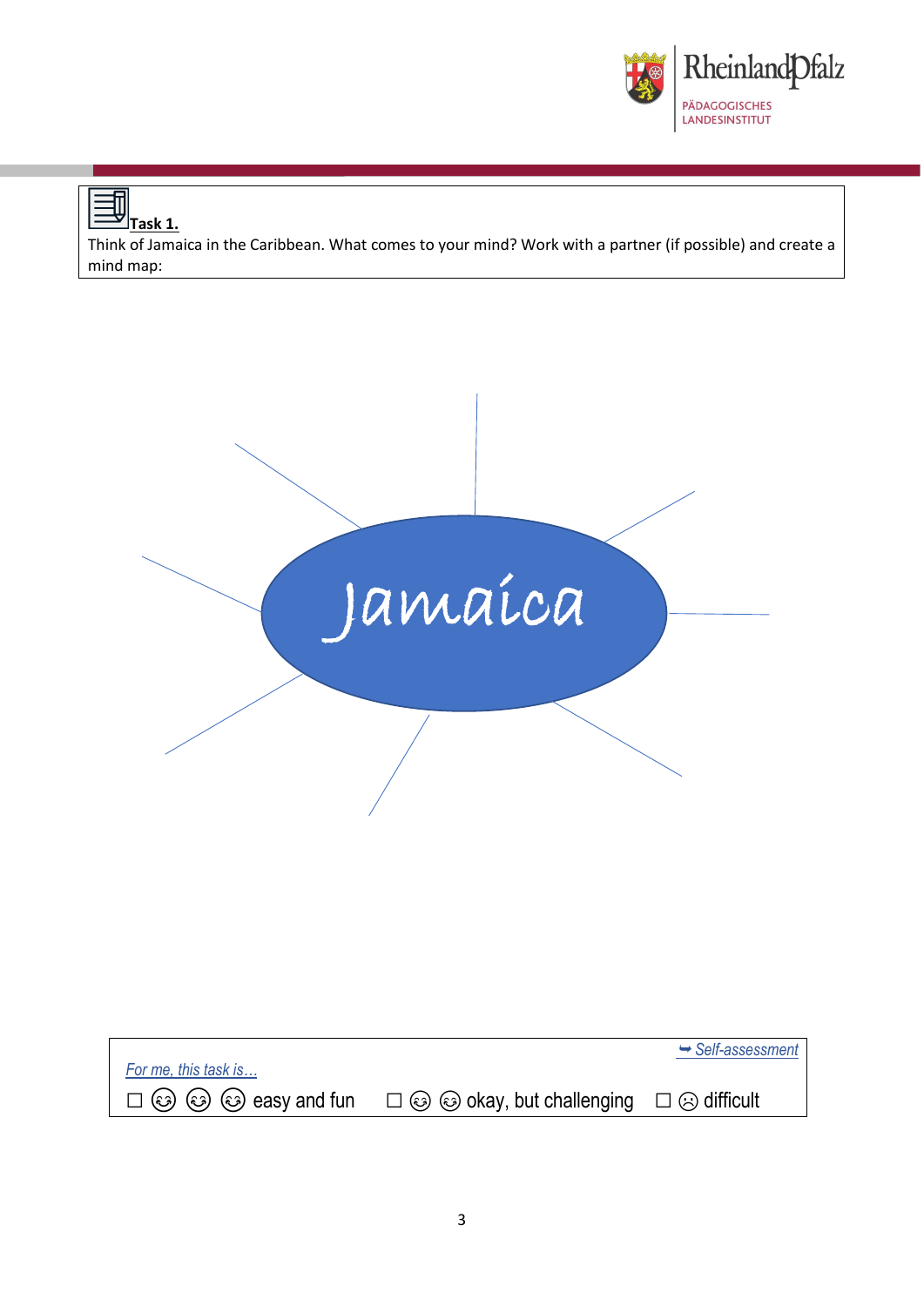**Task 1.**

Think of Jamaica in the Caribbean. What comes to your mind? Work with a partner (if possible) and create a mind map:

Jamaica

*For me, this task is…* ➥ *Self-assessment*

☐ 😊 😊 😊 easy and fun ☐ 😊 😊 okay, but challenging ☐ ☹ difficult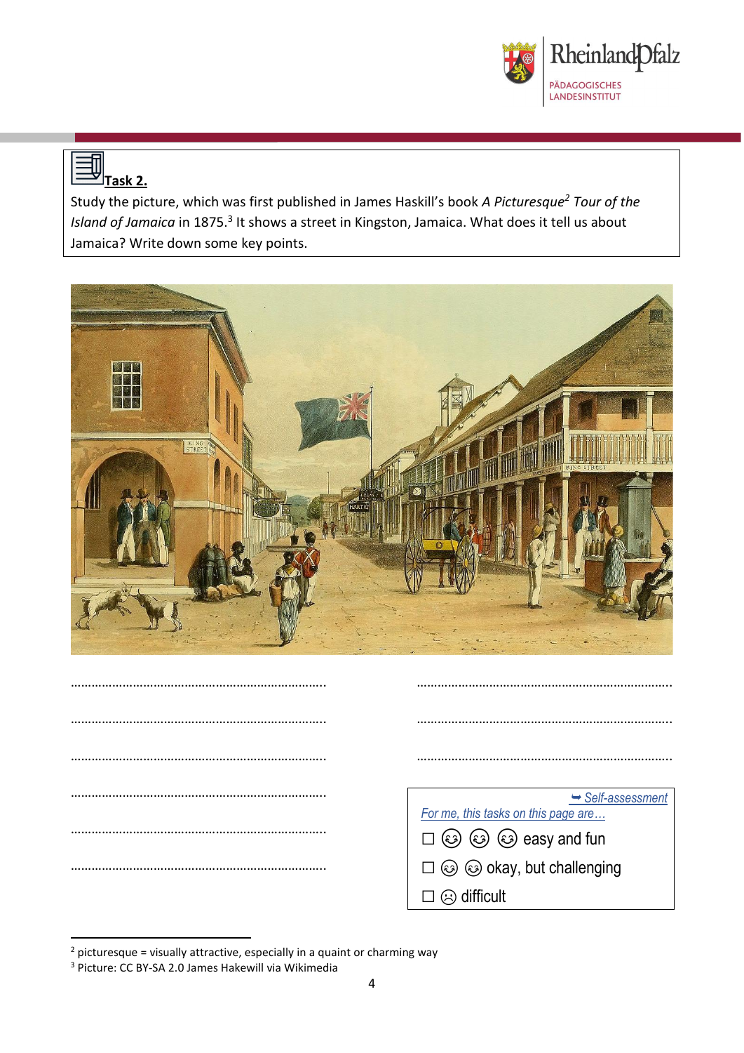**Task 2.**

Study the picture, which was first published in James Haskill's book *A Picturesque*[2] *Tour of the Island of Jamaica* in 1875.[3] It shows a street in Kingston, Jamaica. What does it tell us about Jamaica? Write down some key points.

……………………………………………………………….. ………………………………………………………………..

……………………………………………………………….. ………………………………………………………………..

……………………………………………………………….. ………………………………………………………………..

………………………………………………………………..

………………………………………………………………..

………………………………………………………………..

*➥ Self-assessment*

*For me, this tasks on this page are…*

☐ 😊 😊 😊 easy and fun

☐ 😊 😊 okay, but challenging

☐ ☹ difficult

---

[2] picturesque = visually attractive, especially in a quaint or charming way

[3] Picture: CC BY-SA 2.0 James Hakewill via Wikimedia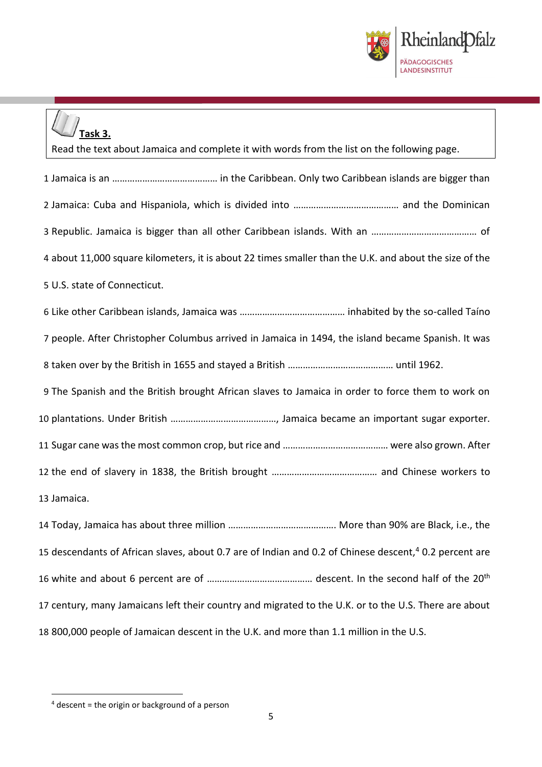**Task 3.**

Read the text about Jamaica and complete it with words from the list on the following page.

1 Jamaica is an …………………………………… in the Caribbean. Only two Caribbean islands are bigger than
2 Jamaica: Cuba and Hispaniola, which is divided into …………………………………… and the Dominican
3 Republic. Jamaica is bigger than all other Caribbean islands. With an …………………………………… of
4 about 11,000 square kilometers, it is about 22 times smaller than the U.K. and about the size of the
5 U.S. state of Connecticut.

6 Like other Caribbean islands, Jamaica was …………………………………… inhabited by the so-called Taíno
7 people. After Christopher Columbus arrived in Jamaica in 1494, the island became Spanish. It was
8 taken over by the British in 1655 and stayed a British …………………………………… until 1962.
9 The Spanish and the British brought African slaves to Jamaica in order to force them to work on
10 plantations. Under British ……………………………………, Jamaica became an important sugar exporter.
11 Sugar cane was the most common crop, but rice and …………………………………… were also grown. After
12 the end of slavery in 1838, the British brought …………………………………… and Chinese workers to
13 Jamaica.

14 Today, Jamaica has about three million ……………………………………. More than 90% are Black, i.e., the
15 descendants of African slaves, about 0.7 are of Indian and 0.2 of Chinese descent,[4] 0.2 percent are
16 white and about 6 percent are of …………………………………… descent. In the second half of the 20th
17 century, many Jamaicans left their country and migrated to the U.K. or to the U.S. There are about
18 800,000 people of Jamaican descent in the U.K. and more than 1.1 million in the U.S.

[4] descent = the origin or background of a person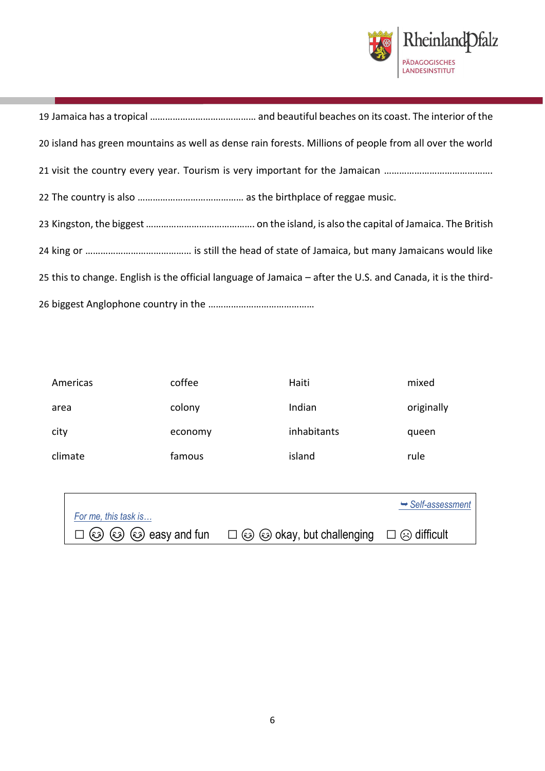19 Jamaica has a tropical …………………………………… and beautiful beaches on its coast. The interior of the

20 island has green mountains as well as dense rain forests. Millions of people from all over the world

21 visit the country every year. Tourism is very important for the Jamaican …………………………………….

22 The country is also …………………………………… as the birthplace of reggae music.

23 Kingston, the biggest ……………………………………. on the island, is also the capital of Jamaica. The British

24 king or …………………………………… is still the head of state of Jamaica, but many Jamaicans would like

25 this to change. English is the official language of Jamaica – after the U.S. and Canada, it is the third-

26 biggest Anglophone country in the ……………………………………

| | | | |
|---|---|---|---|
| Americas | coffee | Haiti | mixed |
| area | colony | Indian | originally |
| city | economy | inhabitants | queen |
| climate | famous | island | rule |

*For me, this task is…* ➥ *Self-assessment*

☐ 😊 😊 😊 easy and fun ☐ 😊 😊 okay, but challenging ☐ ☹ difficult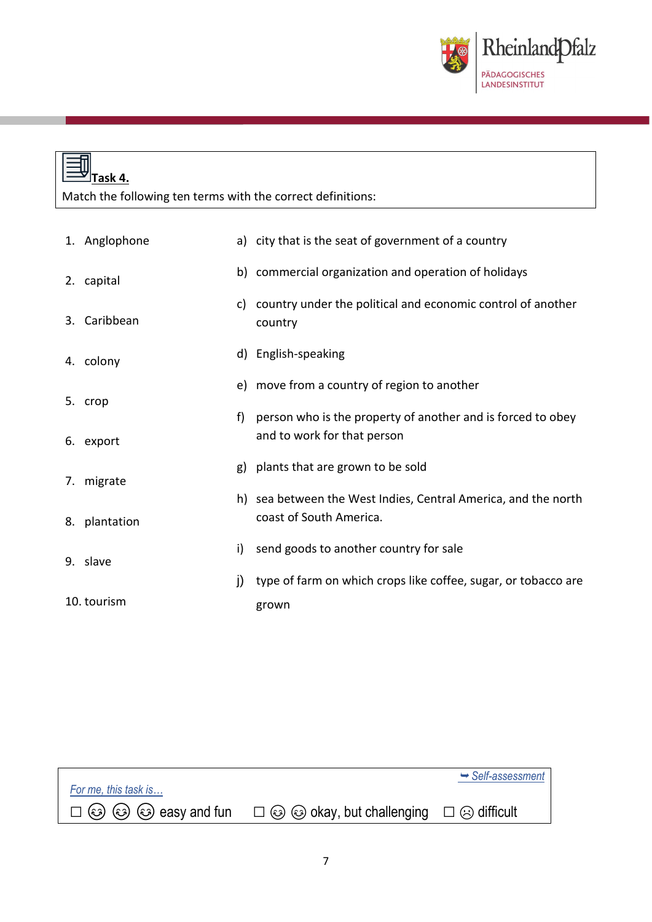**Task 4.**

Match the following ten terms with the correct definitions:

1. Anglophone
2. capital
3. Caribbean
4. colony
5. crop
6. export
7. migrate
8. plantation
9. slave
10. tourism

a) city that is the seat of government of a country

b) commercial organization and operation of holidays

c) country under the political and economic control of another country

d) English-speaking

e) move from a country of region to another

f) person who is the property of another and is forced to obey and to work for that person

g) plants that are grown to be sold

h) sea between the West Indies, Central America, and the north coast of South America.

i) send goods to another country for sale

j) type of farm on which crops like coffee, sugar, or tobacco are grown

*For me, this task is…* *Self-assessment*

☐ ☺ ☺ ☺ easy and fun ☐ ☺ ☺ okay, but challenging ☐ ☹ difficult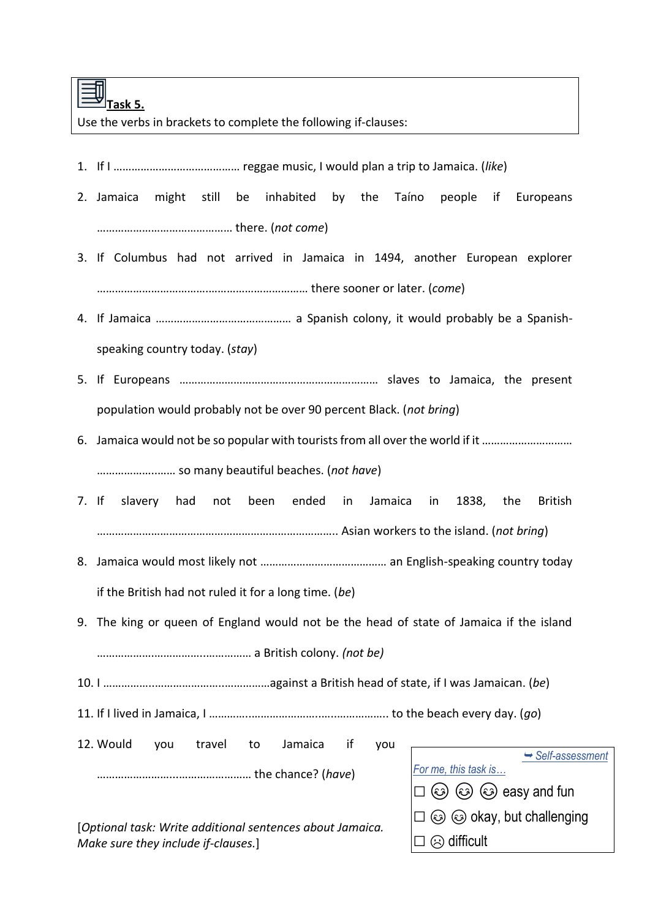**Task 5.**

Use the verbs in brackets to complete the following if-clauses:

1. If I …………………………………… reggae music, I would plan a trip to Jamaica. (*like*)
2. Jamaica might still be inhabited by the Taíno people if Europeans ……………………………………… there. (*not come*)
3. If Columbus had not arrived in Jamaica in 1494, another European explorer …………………………………………………………… there sooner or later. (*come*)
4. If Jamaica ……………………………………… a Spanish colony, it would probably be a Spanish-speaking country today. (*stay*)
5. If Europeans ………………………………………………………… slaves to Jamaica, the present population would probably not be over 90 percent Black. (*not bring*)
6. Jamaica would not be so popular with tourists from all over the world if it ……………………………………………… so many beautiful beaches. (*not have*)
7. If slavery had not been ended in Jamaica in 1838, the British ……………………………………………………………………. Asian workers to the island. (*not bring*)
8. Jamaica would most likely not …………………………………… an English-speaking country today if the British had not ruled it for a long time. (*be*)
9. The king or queen of England would not be the head of state of Jamaica if the island …………………………………………… a British colony. *(not be)*
10. I ……………………………………………… against a British head of state, if I was Jamaican. (*be*)
11. If I lived in Jamaica, I …………………………………………………… to the beach every day. (*go*)
12. Would you travel to Jamaica if you ……………………………………………… the chance? (*have*)

[*Optional task: Write additional sentences about Jamaica. Make sure they include if-clauses.*]

➥ Self-assessment

*For me, this task is…*

☐ 😊 😊 😊 easy and fun

☐ 😊 😊 okay, but challenging

☐ ☹ difficult